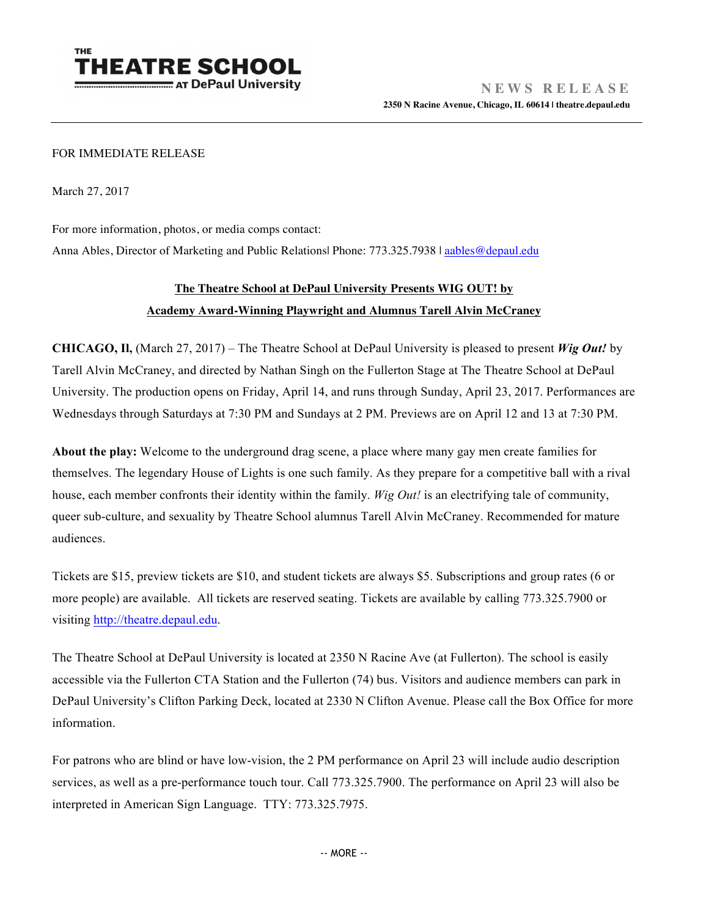THE
**THEATRE SCHOOL**
AT DePaul University

**NEWS RELEASE**
**2350 N Racine Avenue, Chicago, IL 60614 | theatre.depaul.edu**

---

FOR IMMEDIATE RELEASE

March 27, 2017

For more information, photos, or media comps contact:
Anna Ables, Director of Marketing and Public Relations| Phone: 773.325.7938 | aables@depaul.edu

## The Theatre School at DePaul University Presents WIG OUT! by Academy Award-Winning Playwright and Alumnus Tarell Alvin McCraney

**CHICAGO, Il,** (March 27, 2017) – The Theatre School at DePaul University is pleased to present ***Wig Out!*** by Tarell Alvin McCraney, and directed by Nathan Singh on the Fullerton Stage at The Theatre School at DePaul University. The production opens on Friday, April 14, and runs through Sunday, April 23, 2017. Performances are Wednesdays through Saturdays at 7:30 PM and Sundays at 2 PM. Previews are on April 12 and 13 at 7:30 PM.

**About the play:** Welcome to the underground drag scene, a place where many gay men create families for themselves. The legendary House of Lights is one such family. As they prepare for a competitive ball with a rival house, each member confronts their identity within the family. *Wig Out!* is an electrifying tale of community, queer sub-culture, and sexuality by Theatre School alumnus Tarell Alvin McCraney. Recommended for mature audiences.

Tickets are $15, preview tickets are $10, and student tickets are always $5. Subscriptions and group rates (6 or more people) are available. All tickets are reserved seating. Tickets are available by calling 773.325.7900 or visiting http://theatre.depaul.edu.

The Theatre School at DePaul University is located at 2350 N Racine Ave (at Fullerton). The school is easily accessible via the Fullerton CTA Station and the Fullerton (74) bus. Visitors and audience members can park in DePaul University's Clifton Parking Deck, located at 2330 N Clifton Avenue. Please call the Box Office for more information.

For patrons who are blind or have low-vision, the 2 PM performance on April 23 will include audio description services, as well as a pre-performance touch tour. Call 773.325.7900. The performance on April 23 will also be interpreted in American Sign Language. TTY: 773.325.7975.

-- MORE --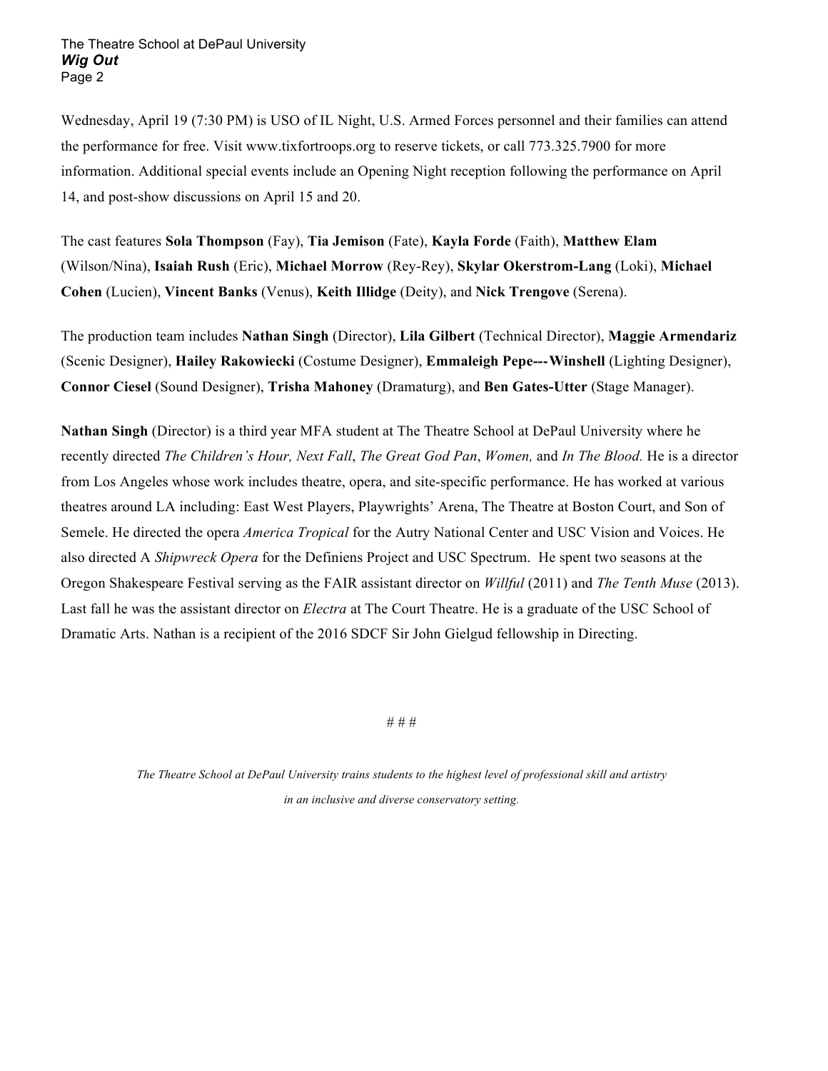Wednesday, April 19 (7:30 PM) is USO of IL Night, U.S. Armed Forces personnel and their families can attend the performance for free. Visit www.tixfortroops.org to reserve tickets, or call 773.325.7900 for more information. Additional special events include an Opening Night reception following the performance on April 14, and post-show discussions on April 15 and 20.

The cast features **Sola Thompson** (Fay), **Tia Jemison** (Fate), **Kayla Forde** (Faith), **Matthew Elam** (Wilson/Nina), **Isaiah Rush** (Eric), **Michael Morrow** (Rey-Rey), **Skylar Okerstrom-Lang** (Loki), **Michael Cohen** (Lucien), **Vincent Banks** (Venus), **Keith Illidge** (Deity), and **Nick Trengove** (Serena).

The production team includes **Nathan Singh** (Director), **Lila Gilbert** (Technical Director), **Maggie Armendariz** (Scenic Designer), **Hailey Rakowiecki** (Costume Designer), **Emmaleigh Pepe---Winshell** (Lighting Designer), **Connor Ciesel** (Sound Designer), **Trisha Mahoney** (Dramaturg), and **Ben Gates-Utter** (Stage Manager).

**Nathan Singh** (Director) is a third year MFA student at The Theatre School at DePaul University where he recently directed *The Children's Hour, Next Fall*, *The Great God Pan*, *Women,* and *In The Blood.* He is a director from Los Angeles whose work includes theatre, opera, and site-specific performance. He has worked at various theatres around LA including: East West Players, Playwrights' Arena, The Theatre at Boston Court, and Son of Semele. He directed the opera *America Tropical* for the Autry National Center and USC Vision and Voices. He also directed A *Shipwreck Opera* for the Definiens Project and USC Spectrum. He spent two seasons at the Oregon Shakespeare Festival serving as the FAIR assistant director on *Willful* (2011) and *The Tenth Muse* (2013). Last fall he was the assistant director on *Electra* at The Court Theatre. He is a graduate of the USC School of Dramatic Arts. Nathan is a recipient of the 2016 SDCF Sir John Gielgud fellowship in Directing.

# # #

*The Theatre School at DePaul University trains students to the highest level of professional skill and artistry in an inclusive and diverse conservatory setting.*